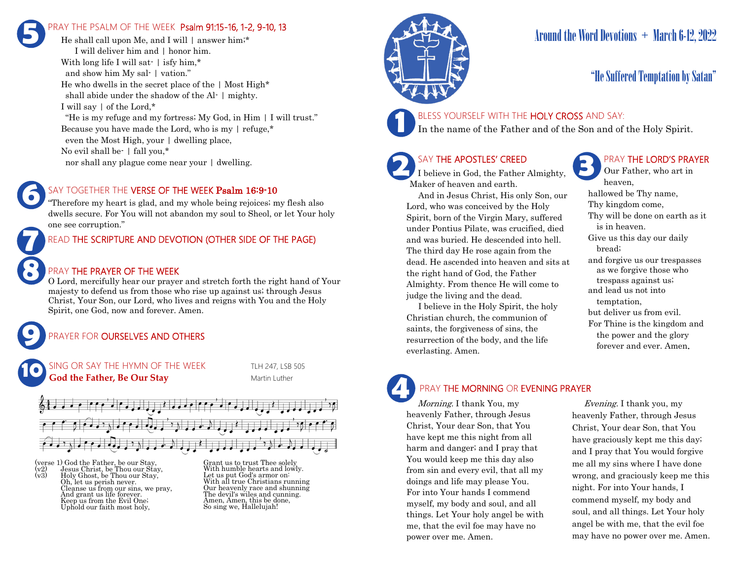# Around the Word Devotions + March 6-12, 2022

## "He Suffered Temptation by Satan"

### 1 BLESS YOURSELF WITH THE HOLY CROSS AND SAY:

In the name of the Father and of the Son and of the Holy Spirit.

### 2 SAY THE APOSTLES' CREED

I believe in God, the Father Almighty, Maker of heaven and earth.

And in Jesus Christ, His only Son, our Lord, who was conceived by the Holy Spirit, born of the Virgin Mary, suffered under Pontius Pilate, was crucified, died and was buried. He descended into hell. The third day He rose again from the dead. He ascended into heaven and sits at the right hand of God, the Father Almighty. From thence He will come to judge the living and the dead.

I believe in the Holy Spirit, the holy Christian church, the communion of saints, the forgiveness of sins, the resurrection of the body, and the life everlasting. Amen.

### 3 PRAY THE LORD'S PRAYER

Our Father, who art in heaven,
hallowed be Thy name,
Thy kingdom come,
Thy will be done on earth as it is in heaven.
Give us this day our daily bread;
and forgive us our trespasses as we forgive those who trespass against us;
and lead us not into temptation,
but deliver us from evil.
For Thine is the kingdom and the power and the glory forever and ever. Amen.

### 4 PRAY THE MORNING OR EVENING PRAYER

*Morning.* I thank You, my heavenly Father, through Jesus Christ, Your dear Son, that You have kept me this night from all harm and danger; and I pray that You would keep me this day also from sin and every evil, that all my doings and life may please You. For into Your hands I commend myself, my body and soul, and all things. Let Your holy angel be with me, that the evil foe may have no power over me. Amen.

*Evening.* I thank you, my heavenly Father, through Jesus Christ, Your dear Son, that You have graciously kept me this day; and I pray that You would forgive me all my sins where I have done wrong, and graciously keep me this night. For into Your hands, I commend myself, my body and soul, and all things. Let Your holy angel be with me, that the evil foe may have no power over me. Amen.

### 5 PRAY THE PSALM OF THE WEEK Psalm 91:15-16, 1-2, 9-10, 13

He shall call upon Me, and I will | answer him;*
I will deliver him and | honor him.
With long life I will sat- | isfy him,*
and show him My sal- | vation."
He who dwells in the secret place of the | Most High*
shall abide under the shadow of the Al- | mighty.
I will say | of the Lord,*
"He is my refuge and my fortress; My God, in Him | I will trust."
Because you have made the Lord, who is my | refuge,*
even the Most High, your | dwelling place,
No evil shall be- | fall you,*
nor shall any plague come near your | dwelling.

### 6 SAY TOGETHER THE VERSE OF THE WEEK Psalm 16:9-10

"Therefore my heart is glad, and my whole being rejoices; my flesh also dwells secure. For You will not abandon my soul to Sheol, or let Your holy one see corruption."

### 7 READ THE SCRIPTURE AND DEVOTION (OTHER SIDE OF THE PAGE)

### 8 PRAY THE PRAYER OF THE WEEK

O Lord, mercifully hear our prayer and stretch forth the right hand of Your majesty to defend us from those who rise up against us; through Jesus Christ, Your Son, our Lord, who lives and reigns with You and the Holy Spirit, one God, now and forever. Amen.

### 9 PRAYER FOR OURSELVES AND OTHERS

### 10 SING OR SAY THE HYMN OF THE WEEK

**God the Father, Be Our Stay** — TLH 247, LSB 505 — Martin Luther

(verse 1) God the Father, be our Stay,
(v2) Jesus Christ, be Thou our Stay,
(v3) Holy Ghost, be Thou our Stay,
Oh, let us perish never.
Cleanse us from our sins, we pray,
And grant us life forever.
Keep us from the Evil One;
Uphold our faith most holy,

Grant us to trust Thee solely
With humble hearts and lowly.
Let us put God's armor on:
With all true Christians running
Our heavenly race and shunning
The devil's wiles and cunning.
Amen, Amen, this be done,
So sing we, Hallelujah!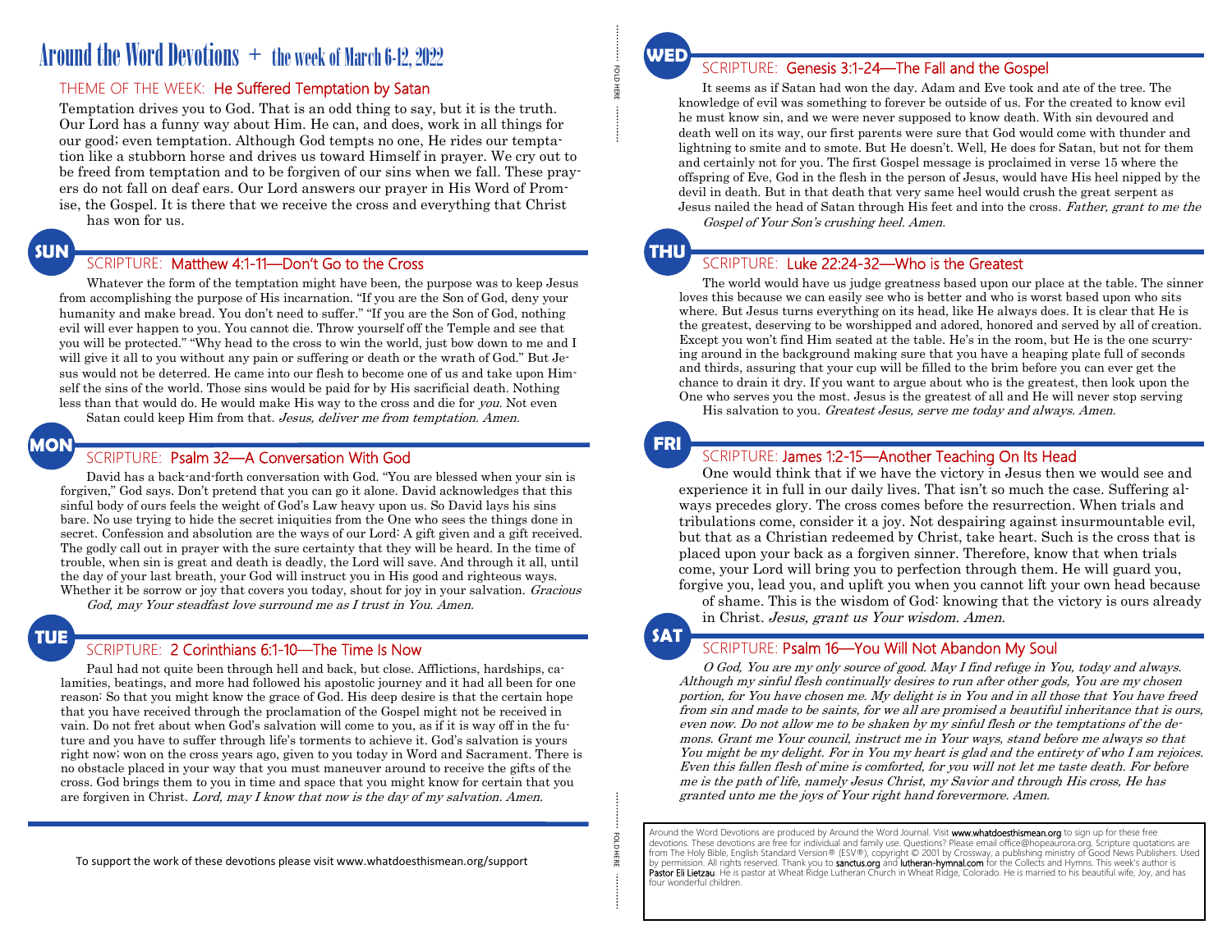# Around the Word Devotions + the week of March 6-12, 2022

## THEME OF THE WEEK: He Suffered Temptation by Satan

Temptation drives you to God. That is an odd thing to say, but it is the truth. Our Lord has a funny way about Him. He can, and does, work in all things for our good; even temptation. Although God tempts no one, He rides our temptation like a stubborn horse and drives us toward Himself in prayer. We cry out to be freed from temptation and to be forgiven of our sins when we fall. These prayers do not fall on deaf ears. Our Lord answers our prayer in His Word of Promise, the Gospel. It is there that we receive the cross and everything that Christ has won for us.

### SUN

#### SCRIPTURE: Matthew 4:1-11—Don't Go to the Cross

Whatever the form of the temptation might have been, the purpose was to keep Jesus from accomplishing the purpose of His incarnation. "If you are the Son of God, deny your humanity and make bread. You don't need to suffer." "If you are the Son of God, nothing evil will ever happen to you. You cannot die. Throw yourself off the Temple and see that you will be protected." "Why head to the cross to win the world, just bow down to me and I will give it all to you without any pain or suffering or death or the wrath of God." But Jesus would not be deterred. He came into our flesh to become one of us and take upon Himself the sins of the world. Those sins would be paid for by His sacrificial death. Nothing less than that would do. He would make His way to the cross and die for *you*. Not even Satan could keep Him from that. *Jesus, deliver me from temptation. Amen.*

### MON

#### SCRIPTURE: Psalm 32—A Conversation With God

David has a back-and-forth conversation with God. "You are blessed when your sin is forgiven," God says. Don't pretend that you can go it alone. David acknowledges that this sinful body of ours feels the weight of God's Law heavy upon us. So David lays his sins bare. No use trying to hide the secret iniquities from the One who sees the things done in secret. Confession and absolution are the ways of our Lord: A gift given and a gift received. The godly call out in prayer with the sure certainty that they will be heard. In the time of trouble, when sin is great and death is deadly, the Lord will save. And through it all, until the day of your last breath, your God will instruct you in His good and righteous ways. Whether it be sorrow or joy that covers you today, shout for joy in your salvation. *Gracious God, may Your steadfast love surround me as I trust in You. Amen.*

### TUE

#### SCRIPTURE: 2 Corinthians 6:1-10—The Time Is Now

Paul had not quite been through hell and back, but close. Afflictions, hardships, calamities, beatings, and more had followed his apostolic journey and it had all been for one reason: So that you might know the grace of God. His deep desire is that the certain hope that you have received through the proclamation of the Gospel might not be received in vain. Do not fret about when God's salvation will come to you, as if it is way off in the future and you have to suffer through life's torments to achieve it. God's salvation is yours right now; won on the cross years ago, given to you today in Word and Sacrament. There is no obstacle placed in your way that you must maneuver around to receive the gifts of the cross. God brings them to you in time and space that you might know for certain that you are forgiven in Christ. *Lord, may I know that now is the day of my salvation. Amen.*

To support the work of these devotions please visit www.whatdoesthismean.org/support

### WED

#### SCRIPTURE: Genesis 3:1-24—The Fall and the Gospel

It seems as if Satan had won the day. Adam and Eve took and ate of the tree. The knowledge of evil was something to forever be outside of us. For the created to know evil he must know sin, and we were never supposed to know death. With sin devoured and death well on its way, our first parents were sure that God would come with thunder and lightning to smite and to smote. But He doesn't. Well, He does for Satan, but not for them and certainly not for you. The first Gospel message is proclaimed in verse 15 where the offspring of Eve, God in the flesh in the person of Jesus, would have His heel nipped by the devil in death. But in that death that very same heel would crush the great serpent as Jesus nailed the head of Satan through His feet and into the cross. *Father, grant to me the Gospel of Your Son's crushing heel. Amen.*

### THU

#### SCRIPTURE: Luke 22:24-32—Who is the Greatest

The world would have us judge greatness based upon our place at the table. The sinner loves this because we can easily see who is better and who is worst based upon who sits where. But Jesus turns everything on its head, like He always does. It is clear that He is the greatest, deserving to be worshipped and adored, honored and served by all of creation. Except you won't find Him seated at the table. He's in the room, but He is the one scurrying around in the background making sure that you have a heaping plate full of seconds and thirds, assuring that your cup will be filled to the brim before you can ever get the chance to drain it dry. If you want to argue about who is the greatest, then look upon the One who serves you the most. Jesus is the greatest of all and He will never stop serving His salvation to you. *Greatest Jesus, serve me today and always. Amen.*

### FRI

#### SCRIPTURE: James 1:2-15—Another Teaching On Its Head

One would think that if we have the victory in Jesus then we would see and experience it in full in our daily lives. That isn't so much the case. Suffering always precedes glory. The cross comes before the resurrection. When trials and tribulations come, consider it a joy. Not despairing against insurmountable evil, but that as a Christian redeemed by Christ, take heart. Such is the cross that is placed upon your back as a forgiven sinner. Therefore, know that when trials come, your Lord will bring you to perfection through them. He will guard you, forgive you, lead you, and uplift you when you cannot lift your own head because of shame. This is the wisdom of God: knowing that the victory is ours already in Christ. *Jesus, grant us Your wisdom. Amen.*

### SAT

#### SCRIPTURE: Psalm 16—You Will Not Abandon My Soul

*O God, You are my only source of good. May I find refuge in You, today and always. Although my sinful flesh continually desires to run after other gods, You are my chosen portion, for You have chosen me. My delight is in You and in all those that You have freed from sin and made to be saints, for we all are promised a beautiful inheritance that is ours, even now. Do not allow me to be shaken by my sinful flesh or the temptations of the demons. Grant me Your council, instruct me in Your ways, stand before me always so that You might be my delight. For in You my heart is glad and the entirety of who I am rejoices. Even this fallen flesh of mine is comforted, for you will not let me taste death. For before me is the path of life, namely Jesus Christ, my Savior and through His cross, He has granted unto me the joys of Your right hand forevermore. Amen.*

Around the Word Devotions are produced by Around the Word Journal. Visit **www.whatdoesthismean.org** to sign up for these free devotions. These devotions are free for individual and family use. Questions? Please email office@hopeaurora.org. Scripture quotations are from The Holy Bible, English Standard Version® (ESV®), copyright © 2001 by Crossway, a publishing ministry of Good News Publishers. Used by permission. All rights reserved. Thank you to **sanctus.org** and **lutheran-hymnal.com** for the Collects and Hymns. This week's author is **Pastor Eli Lietzau**. He is pastor at Wheat Ridge Lutheran Church in Wheat Ridge, Colorado. He is married to his beautiful wife, Joy, and has four wonderful children.